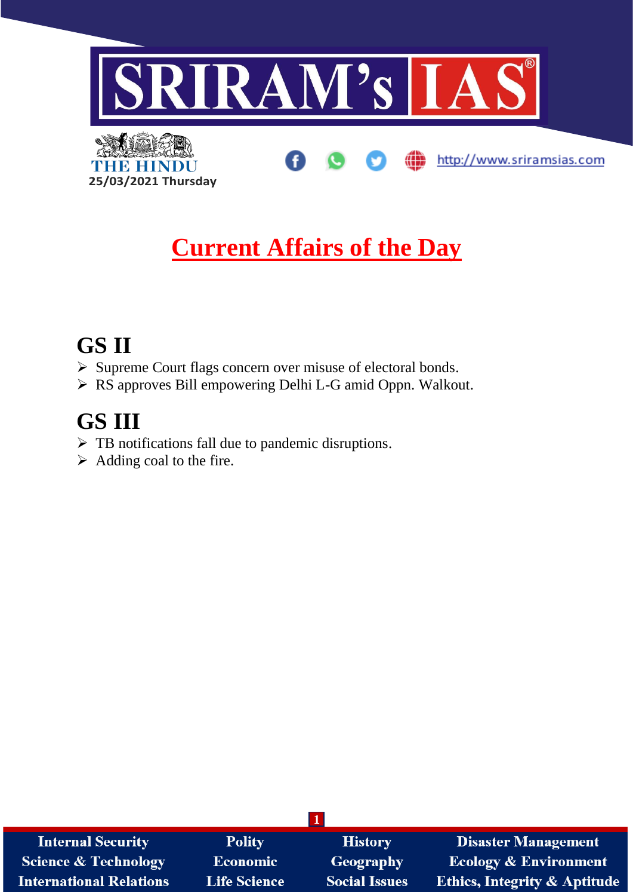THE HINDU
25/03/2021 Thursday

http://www.sriramsias.com

# Current Affairs of the Day

## GS II

- Supreme Court flags concern over misuse of electoral bonds.
- RS approves Bill empowering Delhi L-G amid Oppn. Walkout.

## GS III

- TB notifications fall due to pandemic disruptions.
- Adding coal to the fire.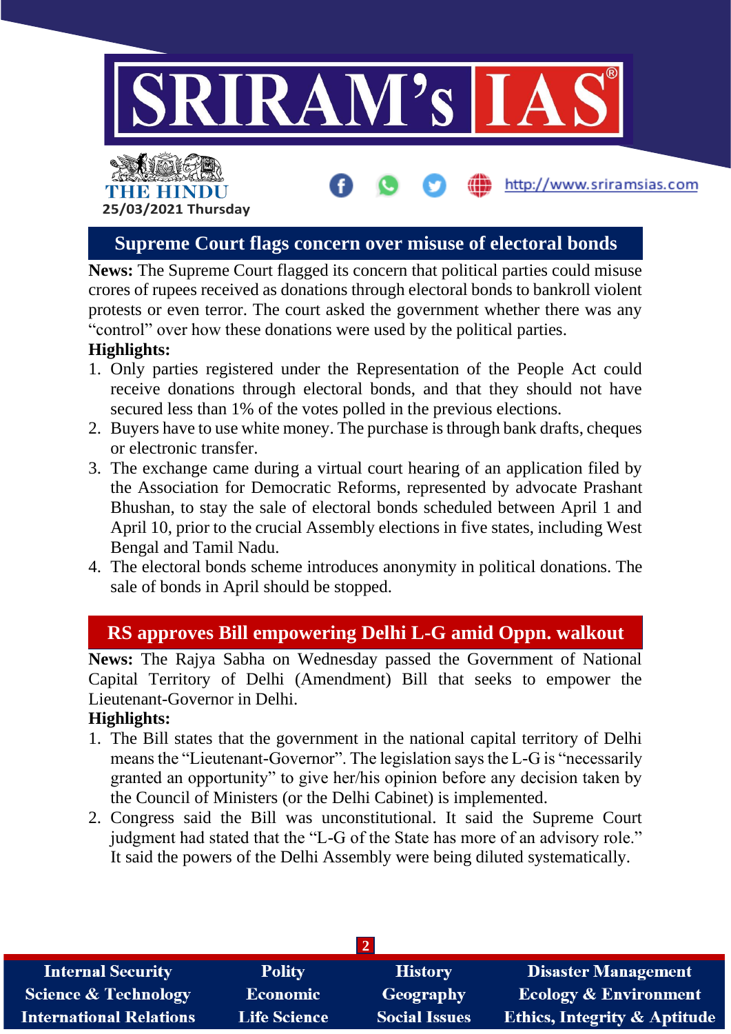## Supreme Court flags concern over misuse of electoral bonds

**News:** The Supreme Court flagged its concern that political parties could misuse crores of rupees received as donations through electoral bonds to bankroll violent protests or even terror. The court asked the government whether there was any "control" over how these donations were used by the political parties.

**Highlights:**

1. Only parties registered under the Representation of the People Act could receive donations through electoral bonds, and that they should not have secured less than 1% of the votes polled in the previous elections.
2. Buyers have to use white money. The purchase is through bank drafts, cheques or electronic transfer.
3. The exchange came during a virtual court hearing of an application filed by the Association for Democratic Reforms, represented by advocate Prashant Bhushan, to stay the sale of electoral bonds scheduled between April 1 and April 10, prior to the crucial Assembly elections in five states, including West Bengal and Tamil Nadu.
4. The electoral bonds scheme introduces anonymity in political donations. The sale of bonds in April should be stopped.

## RS approves Bill empowering Delhi L-G amid Oppn. walkout

**News:** The Rajya Sabha on Wednesday passed the Government of National Capital Territory of Delhi (Amendment) Bill that seeks to empower the Lieutenant-Governor in Delhi.

**Highlights:**

1. The Bill states that the government in the national capital territory of Delhi means the "Lieutenant-Governor". The legislation says the L-G is "necessarily granted an opportunity" to give her/his opinion before any decision taken by the Council of Ministers (or the Delhi Cabinet) is implemented.
2. Congress said the Bill was unconstitutional. It said the Supreme Court judgment had stated that the "L-G of the State has more of an advisory role." It said the powers of the Delhi Assembly were being diluted systematically.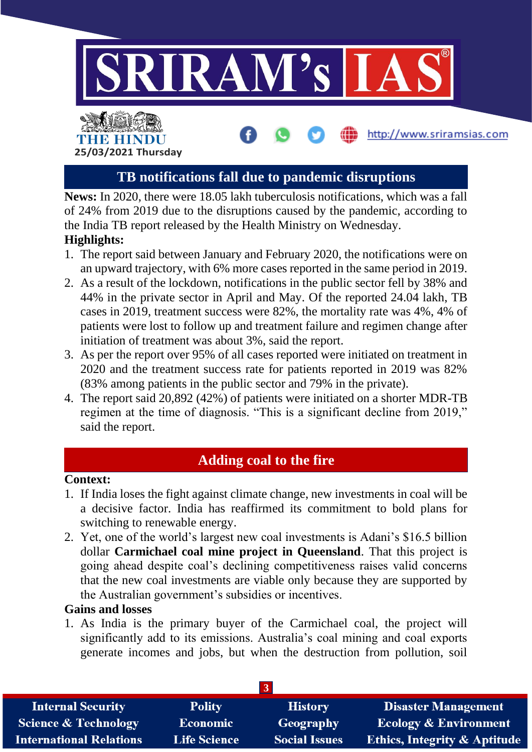## TB notifications fall due to pandemic disruptions

**News:** In 2020, there were 18.05 lakh tuberculosis notifications, which was a fall of 24% from 2019 due to the disruptions caused by the pandemic, according to the India TB report released by the Health Ministry on Wednesday.

**Highlights:**

1. The report said between January and February 2020, the notifications were on an upward trajectory, with 6% more cases reported in the same period in 2019.
2. As a result of the lockdown, notifications in the public sector fell by 38% and 44% in the private sector in April and May. Of the reported 24.04 lakh, TB cases in 2019, treatment success were 82%, the mortality rate was 4%, 4% of patients were lost to follow up and treatment failure and regimen change after initiation of treatment was about 3%, said the report.
3. As per the report over 95% of all cases reported were initiated on treatment in 2020 and the treatment success rate for patients reported in 2019 was 82% (83% among patients in the public sector and 79% in the private).
4. The report said 20,892 (42%) of patients were initiated on a shorter MDR-TB regimen at the time of diagnosis. "This is a significant decline from 2019," said the report.

## Adding coal to the fire

**Context:**

1. If India loses the fight against climate change, new investments in coal will be a decisive factor. India has reaffirmed its commitment to bold plans for switching to renewable energy.
2. Yet, one of the world's largest new coal investments is Adani's $16.5 billion dollar **Carmichael coal mine project in Queensland**. That this project is going ahead despite coal's declining competitiveness raises valid concerns that the new coal investments are viable only because they are supported by the Australian government's subsidies or incentives.

**Gains and losses**

1. As India is the primary buyer of the Carmichael coal, the project will significantly add to its emissions. Australia's coal mining and coal exports generate incomes and jobs, but when the destruction from pollution, soil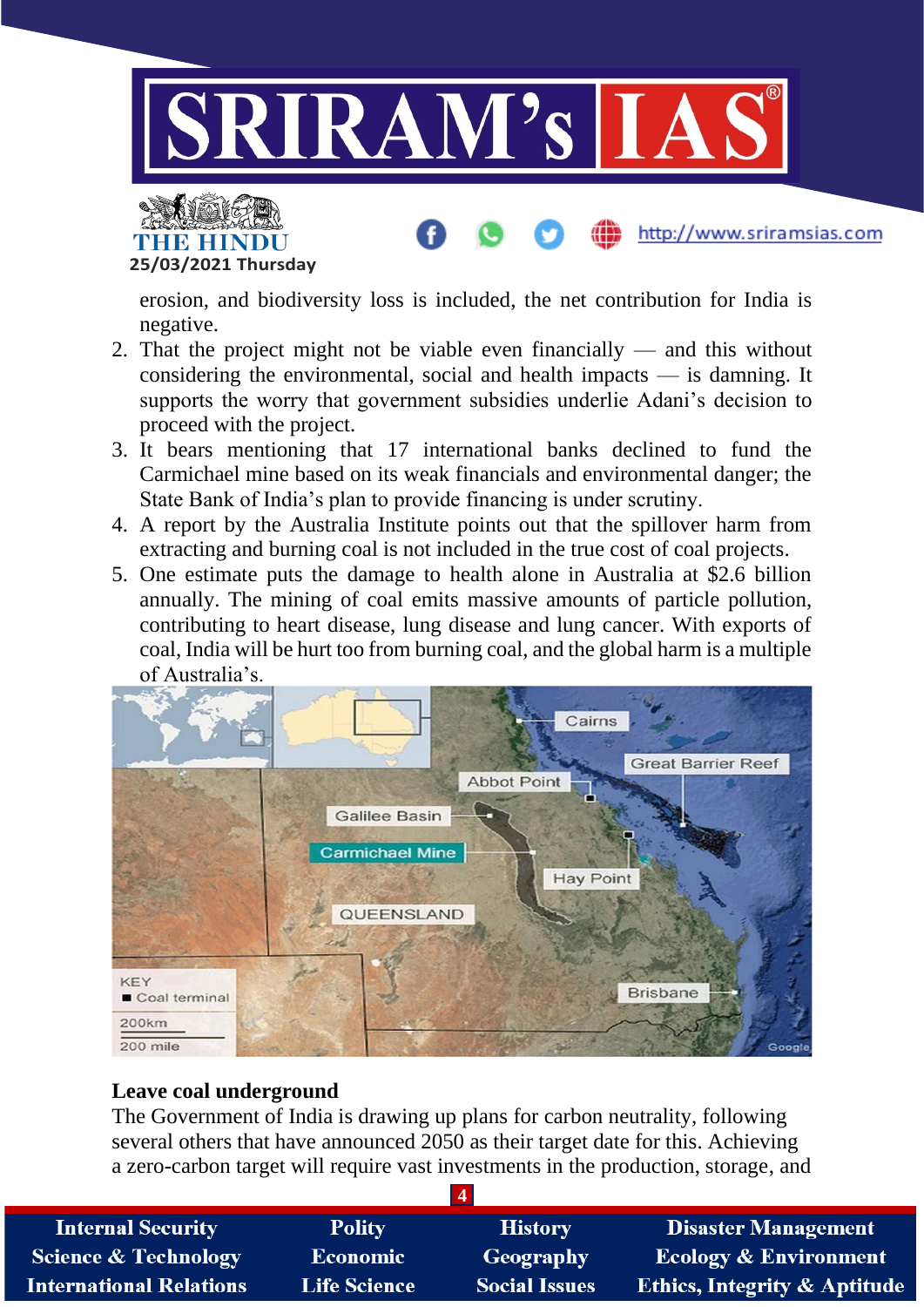erosion, and biodiversity loss is included, the net contribution for India is negative.

2. That the project might not be viable even financially — and this without considering the environmental, social and health impacts — is damning. It supports the worry that government subsidies underlie Adani's decision to proceed with the project.
3. It bears mentioning that 17 international banks declined to fund the Carmichael mine based on its weak financials and environmental danger; the State Bank of India's plan to provide financing is under scrutiny.
4. A report by the Australia Institute points out that the spillover harm from extracting and burning coal is not included in the true cost of coal projects.
5. One estimate puts the damage to health alone in Australia at $2.6 billion annually. The mining of coal emits massive amounts of particle pollution, contributing to heart disease, lung disease and lung cancer. With exports of coal, India will be hurt too from burning coal, and the global harm is a multiple of Australia's.

**Leave coal underground**

The Government of India is drawing up plans for carbon neutrality, following several others that have announced 2050 as their target date for this. Achieving a zero-carbon target will require vast investments in the production, storage, and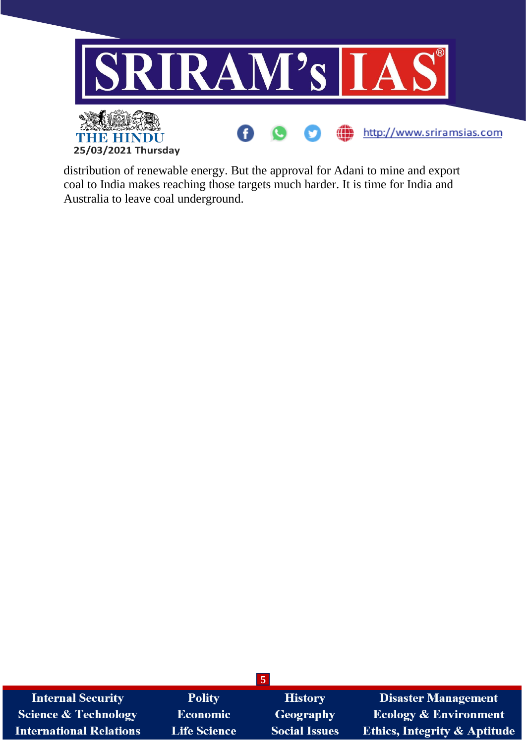distribution of renewable energy. But the approval for Adani to mine and export coal to India makes reaching those targets much harder. It is time for India and Australia to leave coal underground.